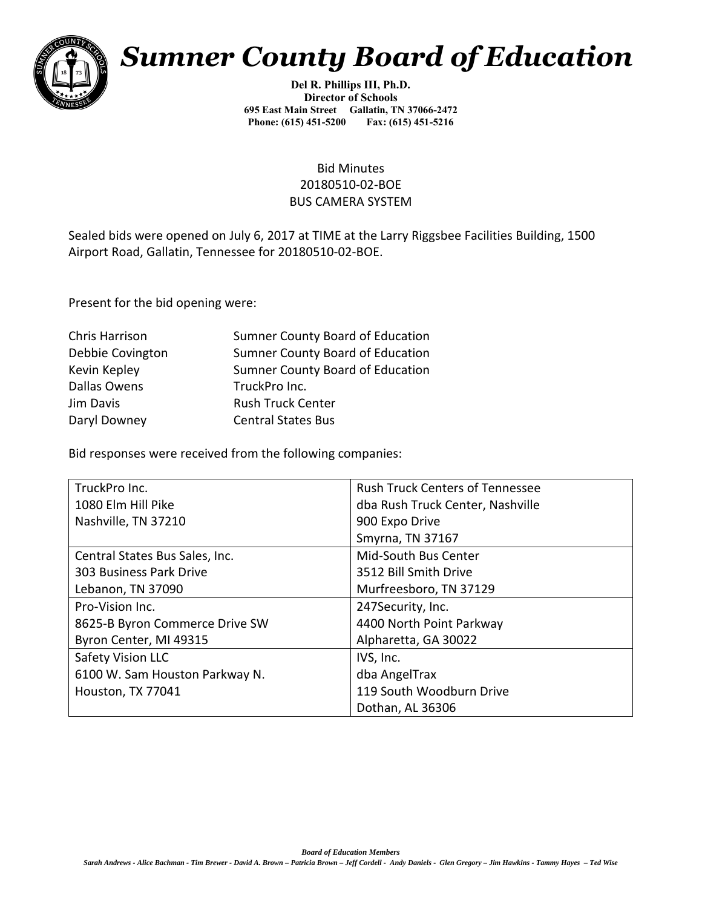// Sumner County Board of Education

**Del R. Phillips III, Ph.D.**
**Director of Schools**
**695 East Main Street Gallatin, TN 37066-2472**
**Phone: (615) 451-5200 Fax: (615) 451-5216**

Bid Minutes
20180510-02-BOE
BUS CAMERA SYSTEM

Sealed bids were opened on July 6, 2017 at TIME at the Larry Riggsbee Facilities Building, 1500 Airport Road, Gallatin, Tennessee for 20180510-02-BOE.

Present for the bid opening were:

| | |
|---|---|
| Chris Harrison | Sumner County Board of Education |
| Debbie Covington | Sumner County Board of Education |
| Kevin Kepley | Sumner County Board of Education |
| Dallas Owens | TruckPro Inc. |
| Jim Davis | Rush Truck Center |
| Daryl Downey | Central States Bus |

Bid responses were received from the following companies:

| | |
|---|---|
| TruckPro Inc.<br>1080 Elm Hill Pike<br>Nashville, TN 37210 | Rush Truck Centers of Tennessee<br>dba Rush Truck Center, Nashville<br>900 Expo Drive<br>Smyrna, TN 37167 |
| Central States Bus Sales, Inc.<br>303 Business Park Drive<br>Lebanon, TN 37090 | Mid-South Bus Center<br>3512 Bill Smith Drive<br>Murfreesboro, TN 37129 |
| Pro-Vision Inc.<br>8625-B Byron Commerce Drive SW<br>Byron Center, MI 49315 | 247Security, Inc.<br>4400 North Point Parkway<br>Alpharetta, GA 30022 |
| Safety Vision LLC<br>6100 W. Sam Houston Parkway N.<br>Houston, TX 77041 | IVS, Inc.<br>dba AngelTrax<br>119 South Woodburn Drive<br>Dothan, AL 36306 |

***Board of Education Members***
***Sarah Andrews - Alice Bachman - Tim Brewer - David A. Brown – Patricia Brown – Jeff Cordell - Andy Daniels - Glen Gregory – Jim Hawkins - Tammy Hayes – Ted Wise***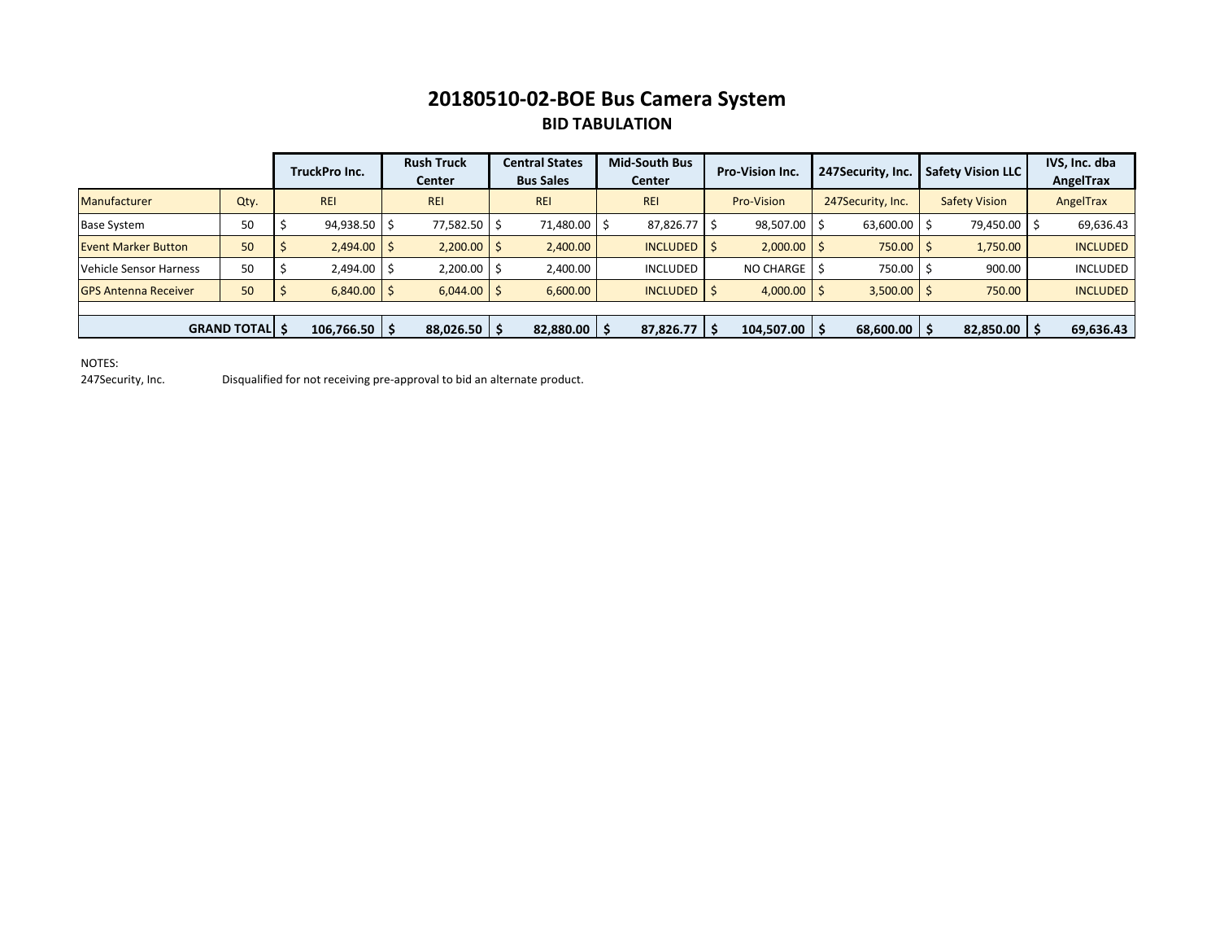# 20180510-02-BOE Bus Camera System

## BID TABULATION

| | | TruckPro Inc. | Rush Truck Center | Central States Bus Sales | Mid-South Bus Center | Pro-Vision Inc. | 247Security, Inc. | Safety Vision LLC | IVS, Inc. dba AngelTrax |
|---|---|---|---|---|---|---|---|---|---|
| Manufacturer | Qty. | REI | REI | REI | REI | Pro-Vision | 247Security, Inc. | Safety Vision | AngelTrax |
| Base System | 50 | $ 94,938.50 | $ 77,582.50 | $ 71,480.00 | $ 87,826.77 | $ 98,507.00 | $ 63,600.00 | $ 79,450.00 | $ 69,636.43 |
| Event Marker Button | 50 | $ 2,494.00 | $ 2,200.00 | $ 2,400.00 | INCLUDED | $ 2,000.00 | $ 750.00 | $ 1,750.00 | INCLUDED |
| Vehicle Sensor Harness | 50 | $ 2,494.00 | $ 2,200.00 | $ 2,400.00 | INCLUDED | NO CHARGE | $ 750.00 | $ 900.00 | INCLUDED |
| GPS Antenna Receiver | 50 | $ 6,840.00 | $ 6,044.00 | $ 6,600.00 | INCLUDED | $ 4,000.00 | $ 3,500.00 | $ 750.00 | INCLUDED |
| | | | | | | | | | |
| | **GRAND TOTAL** | **$ 106,766.50** | **$ 88,026.50** | **$ 82,880.00** | **$ 87,826.77** | **$ 104,507.00** | **$ 68,600.00** | **$ 82,850.00** | **$ 69,636.43** |

NOTES:

247Security, Inc. Disqualified for not receiving pre-approval to bid an alternate product.